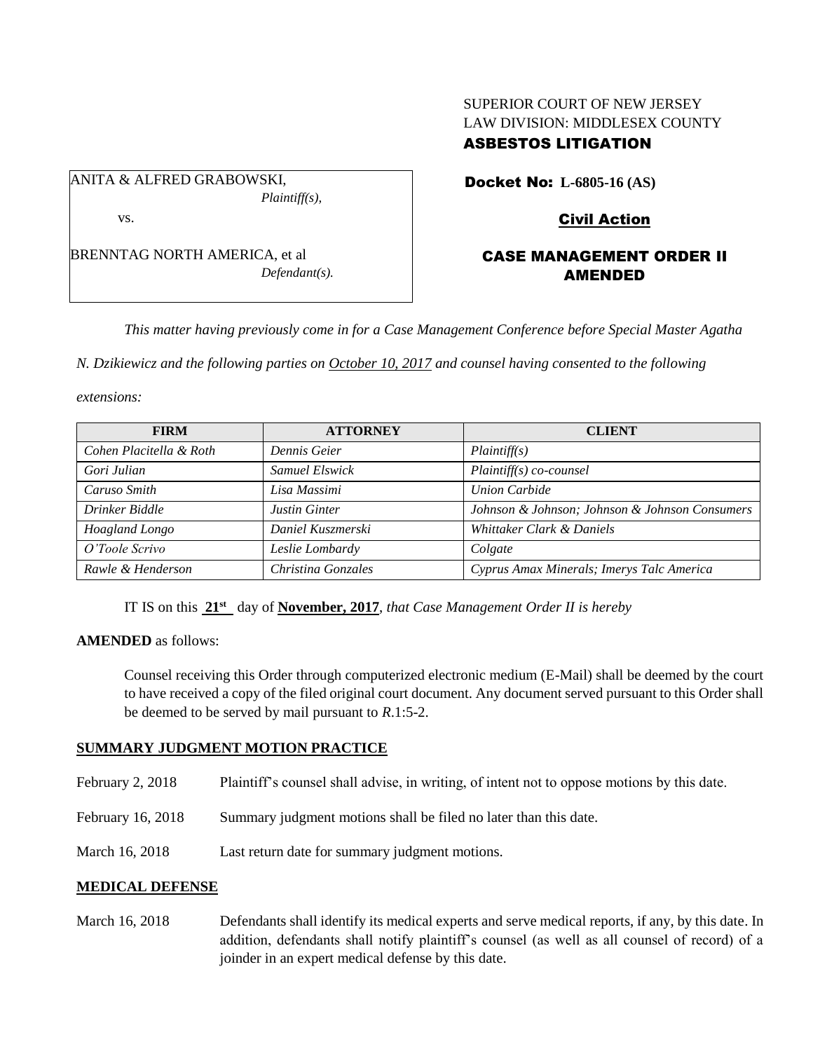SUPERIOR COURT OF NEW JERSEY
LAW DIVISION: MIDDLESEX COUNTY
**ASBESTOS LITIGATION**

ANITA & ALFRED GRABOWSKI,
*Plaintiff(s),*

vs.

BRENNTAG NORTH AMERICA, et al
*Defendant(s).*

**Docket No: L-6805-16 (AS)**

**Civil Action**

**CASE MANAGEMENT ORDER II AMENDED**

*This matter having previously come in for a Case Management Conference before Special Master Agatha N. Dzikiewicz and the following parties on October 10, 2017 and counsel having consented to the following extensions:*

| FIRM | ATTORNEY | CLIENT |
|---|---|---|
| *Cohen Placitella & Roth* | *Dennis Geier* | *Plaintiff(s)* |
| *Gori Julian* | *Samuel Elswick* | *Plaintiff(s) co-counsel* |
| *Caruso Smith* | *Lisa Massimi* | *Union Carbide* |
| *Drinker Biddle* | *Justin Ginter* | *Johnson & Johnson; Johnson & Johnson Consumers* |
| *Hoagland Longo* | *Daniel Kuszmerski* | *Whittaker Clark & Daniels* |
| *O'Toole Scrivo* | *Leslie Lombardy* | *Colgate* |
| *Rawle & Henderson* | *Christina Gonzales* | *Cyprus Amax Minerals; Imerys Talc America* |

IT IS on this **21st** day of **November, 2017**, *that Case Management Order II is hereby*

**AMENDED** as follows:

Counsel receiving this Order through computerized electronic medium (E-Mail) shall be deemed by the court to have received a copy of the filed original court document. Any document served pursuant to this Order shall be deemed to be served by mail pursuant to *R*.1:5-2.

## SUMMARY JUDGMENT MOTION PRACTICE

February 2, 2018 Plaintiff's counsel shall advise, in writing, of intent not to oppose motions by this date.

February 16, 2018 Summary judgment motions shall be filed no later than this date.

March 16, 2018 Last return date for summary judgment motions.

## MEDICAL DEFENSE

March 16, 2018 Defendants shall identify its medical experts and serve medical reports, if any, by this date. In addition, defendants shall notify plaintiff's counsel (as well as all counsel of record) of a joinder in an expert medical defense by this date.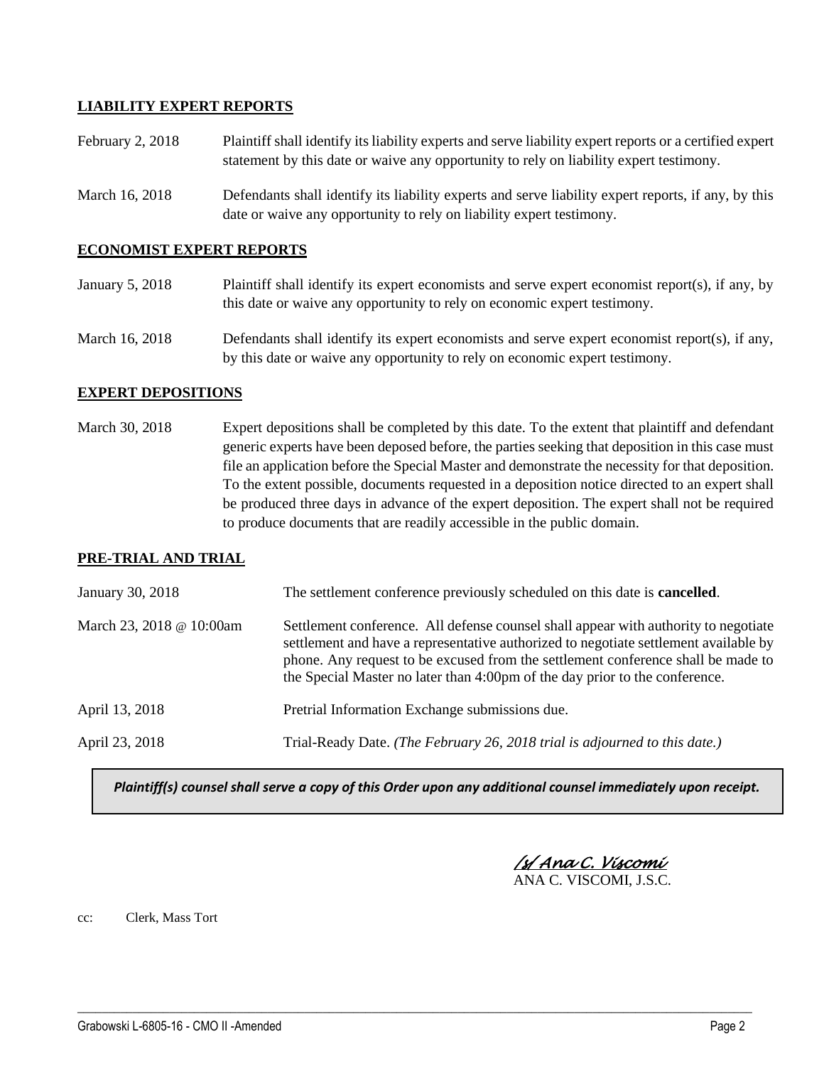**LIABILITY EXPERT REPORTS**

| | |
|---|---|
| February 2, 2018 | Plaintiff shall identify its liability experts and serve liability expert reports or a certified expert statement by this date or waive any opportunity to rely on liability expert testimony. |
| March 16, 2018 | Defendants shall identify its liability experts and serve liability expert reports, if any, by this date or waive any opportunity to rely on liability expert testimony. |

**ECONOMIST EXPERT REPORTS**

| | |
|---|---|
| January 5, 2018 | Plaintiff shall identify its expert economists and serve expert economist report(s), if any, by this date or waive any opportunity to rely on economic expert testimony. |
| March 16, 2018 | Defendants shall identify its expert economists and serve expert economist report(s), if any, by this date or waive any opportunity to rely on economic expert testimony. |

**EXPERT DEPOSITIONS**

| | |
|---|---|
| March 30, 2018 | Expert depositions shall be completed by this date. To the extent that plaintiff and defendant generic experts have been deposed before, the parties seeking that deposition in this case must file an application before the Special Master and demonstrate the necessity for that deposition. To the extent possible, documents requested in a deposition notice directed to an expert shall be produced three days in advance of the expert deposition. The expert shall not be required to produce documents that are readily accessible in the public domain. |

**PRE-TRIAL AND TRIAL**

| | |
|---|---|
| January 30, 2018 | The settlement conference previously scheduled on this date is **cancelled**. |
| March 23, 2018 @ 10:00am | Settlement conference. All defense counsel shall appear with authority to negotiate settlement and have a representative authorized to negotiate settlement available by phone. Any request to be excused from the settlement conference shall be made to the Special Master no later than 4:00pm of the day prior to the conference. |
| April 13, 2018 | Pretrial Information Exchange submissions due. |
| April 23, 2018 | Trial-Ready Date. *(The February 26, 2018 trial is adjourned to this date.)* |

***Plaintiff(s) counsel shall serve a copy of this Order upon any additional counsel immediately upon receipt.***

/s/ Ana C. Viscomi
ANA C. VISCOMI, J.S.C.

cc: Clerk, Mass Tort